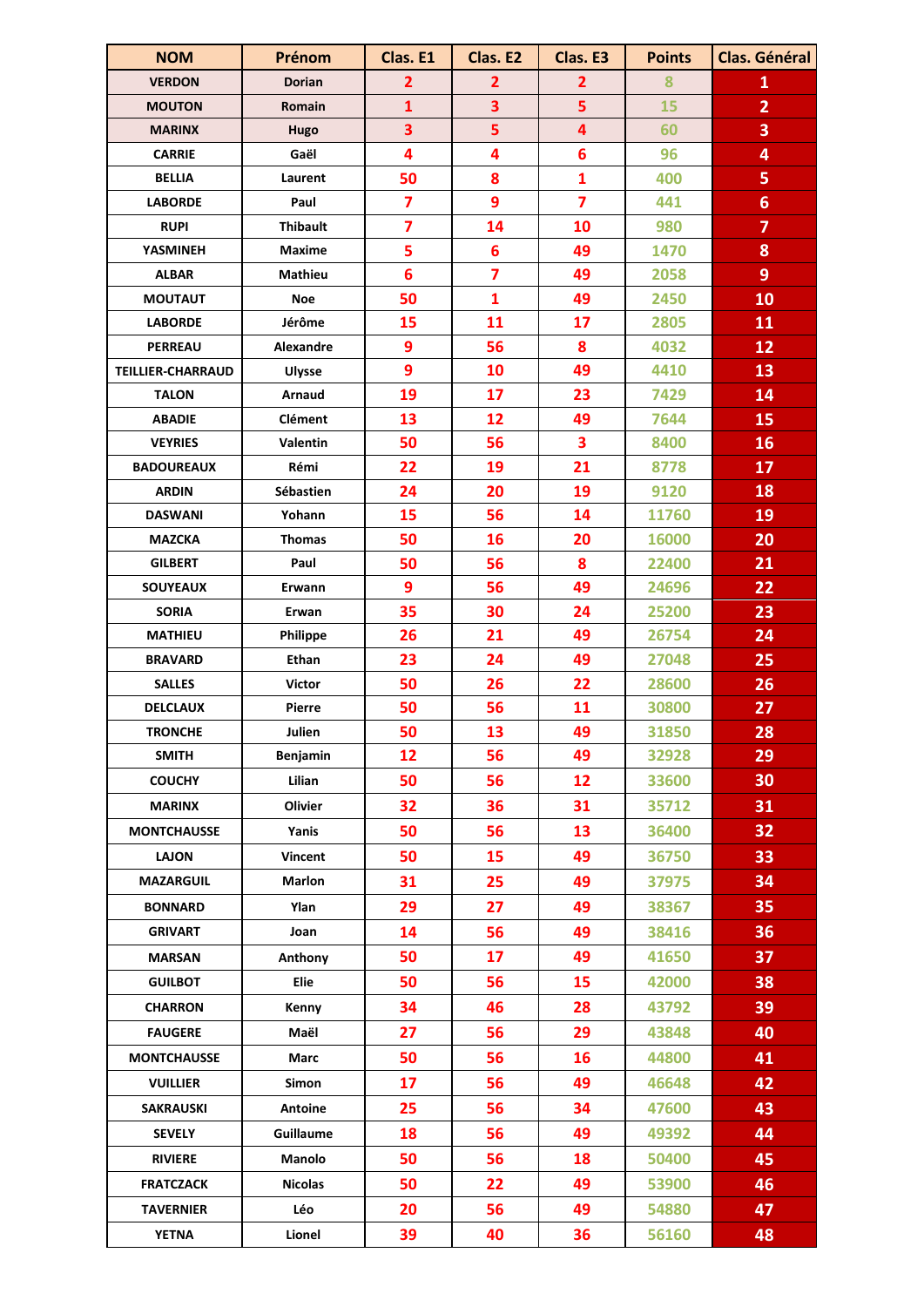| NOM | Prénom | Clas. E1 | Clas. E2 | Clas. E3 | Points | Clas. Général |
|---|---|---|---|---|---|---|
| VERDON | Dorian | 2 | 2 | 2 | 8 | 1 |
| MOUTON | Romain | 1 | 3 | 5 | 15 | 2 |
| MARINX | Hugo | 3 | 5 | 4 | 60 | 3 |
| CARRIE | Gaël | 4 | 4 | 6 | 96 | 4 |
| BELLIA | Laurent | 50 | 8 | 1 | 400 | 5 |
| LABORDE | Paul | 7 | 9 | 7 | 441 | 6 |
| RUPI | Thibault | 7 | 14 | 10 | 980 | 7 |
| YASMINEH | Maxime | 5 | 6 | 49 | 1470 | 8 |
| ALBAR | Mathieu | 6 | 7 | 49 | 2058 | 9 |
| MOUTAUT | Noe | 50 | 1 | 49 | 2450 | 10 |
| LABORDE | Jérôme | 15 | 11 | 17 | 2805 | 11 |
| PERREAU | Alexandre | 9 | 56 | 8 | 4032 | 12 |
| TEILLIER-CHARRAUD | Ulysse | 9 | 10 | 49 | 4410 | 13 |
| TALON | Arnaud | 19 | 17 | 23 | 7429 | 14 |
| ABADIE | Clément | 13 | 12 | 49 | 7644 | 15 |
| VEYRIES | Valentin | 50 | 56 | 3 | 8400 | 16 |
| BADOUREAUX | Rémi | 22 | 19 | 21 | 8778 | 17 |
| ARDIN | Sébastien | 24 | 20 | 19 | 9120 | 18 |
| DASWANI | Yohann | 15 | 56 | 14 | 11760 | 19 |
| MAZCKA | Thomas | 50 | 16 | 20 | 16000 | 20 |
| GILBERT | Paul | 50 | 56 | 8 | 22400 | 21 |
| SOUYEAUX | Erwann | 9 | 56 | 49 | 24696 | 22 |
| SORIA | Erwan | 35 | 30 | 24 | 25200 | 23 |
| MATHIEU | Philippe | 26 | 21 | 49 | 26754 | 24 |
| BRAVARD | Ethan | 23 | 24 | 49 | 27048 | 25 |
| SALLES | Victor | 50 | 26 | 22 | 28600 | 26 |
| DELCLAUX | Pierre | 50 | 56 | 11 | 30800 | 27 |
| TRONCHE | Julien | 50 | 13 | 49 | 31850 | 28 |
| SMITH | Benjamin | 12 | 56 | 49 | 32928 | 29 |
| COUCHY | Lilian | 50 | 56 | 12 | 33600 | 30 |
| MARINX | Olivier | 32 | 36 | 31 | 35712 | 31 |
| MONTCHAUSSE | Yanis | 50 | 56 | 13 | 36400 | 32 |
| LAJON | Vincent | 50 | 15 | 49 | 36750 | 33 |
| MAZARGUIL | Marlon | 31 | 25 | 49 | 37975 | 34 |
| BONNARD | Ylan | 29 | 27 | 49 | 38367 | 35 |
| GRIVART | Joan | 14 | 56 | 49 | 38416 | 36 |
| MARSAN | Anthony | 50 | 17 | 49 | 41650 | 37 |
| GUILBOT | Elie | 50 | 56 | 15 | 42000 | 38 |
| CHARRON | Kenny | 34 | 46 | 28 | 43792 | 39 |
| FAUGERE | Maël | 27 | 56 | 29 | 43848 | 40 |
| MONTCHAUSSE | Marc | 50 | 56 | 16 | 44800 | 41 |
| VUILLIER | Simon | 17 | 56 | 49 | 46648 | 42 |
| SAKRAUSKI | Antoine | 25 | 56 | 34 | 47600 | 43 |
| SEVELY | Guillaume | 18 | 56 | 49 | 49392 | 44 |
| RIVIERE | Manolo | 50 | 56 | 18 | 50400 | 45 |
| FRATCZACK | Nicolas | 50 | 22 | 49 | 53900 | 46 |
| TAVERNIER | Léo | 20 | 56 | 49 | 54880 | 47 |
| YETNA | Lionel | 39 | 40 | 36 | 56160 | 48 |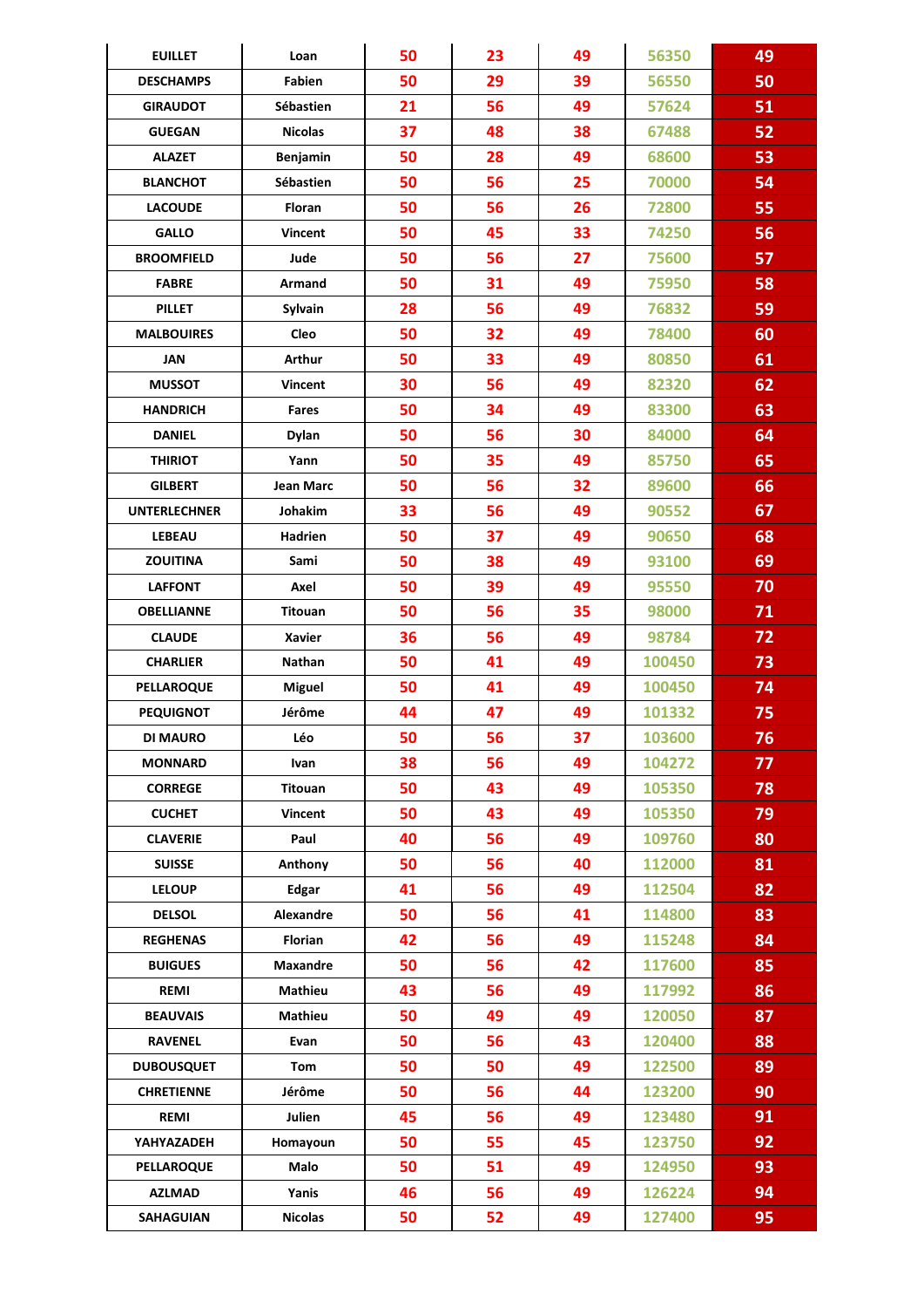| | | | | | | |
|---|---|---|---|---|---|---|
| EUILLET | Loan | 50 | 23 | 49 | 56350 | 49 |
| DESCHAMPS | Fabien | 50 | 29 | 39 | 56550 | 50 |
| GIRAUDOT | Sébastien | 21 | 56 | 49 | 57624 | 51 |
| GUEGAN | Nicolas | 37 | 48 | 38 | 67488 | 52 |
| ALAZET | Benjamin | 50 | 28 | 49 | 68600 | 53 |
| BLANCHOT | Sébastien | 50 | 56 | 25 | 70000 | 54 |
| LACOUDE | Floran | 50 | 56 | 26 | 72800 | 55 |
| GALLO | Vincent | 50 | 45 | 33 | 74250 | 56 |
| BROOMFIELD | Jude | 50 | 56 | 27 | 75600 | 57 |
| FABRE | Armand | 50 | 31 | 49 | 75950 | 58 |
| PILLET | Sylvain | 28 | 56 | 49 | 76832 | 59 |
| MALBOUIRES | Cleo | 50 | 32 | 49 | 78400 | 60 |
| JAN | Arthur | 50 | 33 | 49 | 80850 | 61 |
| MUSSOT | Vincent | 30 | 56 | 49 | 82320 | 62 |
| HANDRICH | Fares | 50 | 34 | 49 | 83300 | 63 |
| DANIEL | Dylan | 50 | 56 | 30 | 84000 | 64 |
| THIRIOT | Yann | 50 | 35 | 49 | 85750 | 65 |
| GILBERT | Jean Marc | 50 | 56 | 32 | 89600 | 66 |
| UNTERLECHNER | Johakim | 33 | 56 | 49 | 90552 | 67 |
| LEBEAU | Hadrien | 50 | 37 | 49 | 90650 | 68 |
| ZOUITINA | Sami | 50 | 38 | 49 | 93100 | 69 |
| LAFFONT | Axel | 50 | 39 | 49 | 95550 | 70 |
| OBELLIANNE | Titouan | 50 | 56 | 35 | 98000 | 71 |
| CLAUDE | Xavier | 36 | 56 | 49 | 98784 | 72 |
| CHARLIER | Nathan | 50 | 41 | 49 | 100450 | 73 |
| PELLAROQUE | Miguel | 50 | 41 | 49 | 100450 | 74 |
| PEQUIGNOT | Jérôme | 44 | 47 | 49 | 101332 | 75 |
| DI MAURO | Léo | 50 | 56 | 37 | 103600 | 76 |
| MONNARD | Ivan | 38 | 56 | 49 | 104272 | 77 |
| CORREGE | Titouan | 50 | 43 | 49 | 105350 | 78 |
| CUCHET | Vincent | 50 | 43 | 49 | 105350 | 79 |
| CLAVERIE | Paul | 40 | 56 | 49 | 109760 | 80 |
| SUISSE | Anthony | 50 | 56 | 40 | 112000 | 81 |
| LELOUP | Edgar | 41 | 56 | 49 | 112504 | 82 |
| DELSOL | Alexandre | 50 | 56 | 41 | 114800 | 83 |
| REGHENAS | Florian | 42 | 56 | 49 | 115248 | 84 |
| BUIGUES | Maxandre | 50 | 56 | 42 | 117600 | 85 |
| REMI | Mathieu | 43 | 56 | 49 | 117992 | 86 |
| BEAUVAIS | Mathieu | 50 | 49 | 49 | 120050 | 87 |
| RAVENEL | Evan | 50 | 56 | 43 | 120400 | 88 |
| DUBOUSQUET | Tom | 50 | 50 | 49 | 122500 | 89 |
| CHRETIENNE | Jérôme | 50 | 56 | 44 | 123200 | 90 |
| REMI | Julien | 45 | 56 | 49 | 123480 | 91 |
| YAHYAZADEH | Homayoun | 50 | 55 | 45 | 123750 | 92 |
| PELLAROQUE | Malo | 50 | 51 | 49 | 124950 | 93 |
| AZLMAD | Yanis | 46 | 56 | 49 | 126224 | 94 |
| SAHAGUIAN | Nicolas | 50 | 52 | 49 | 127400 | 95 |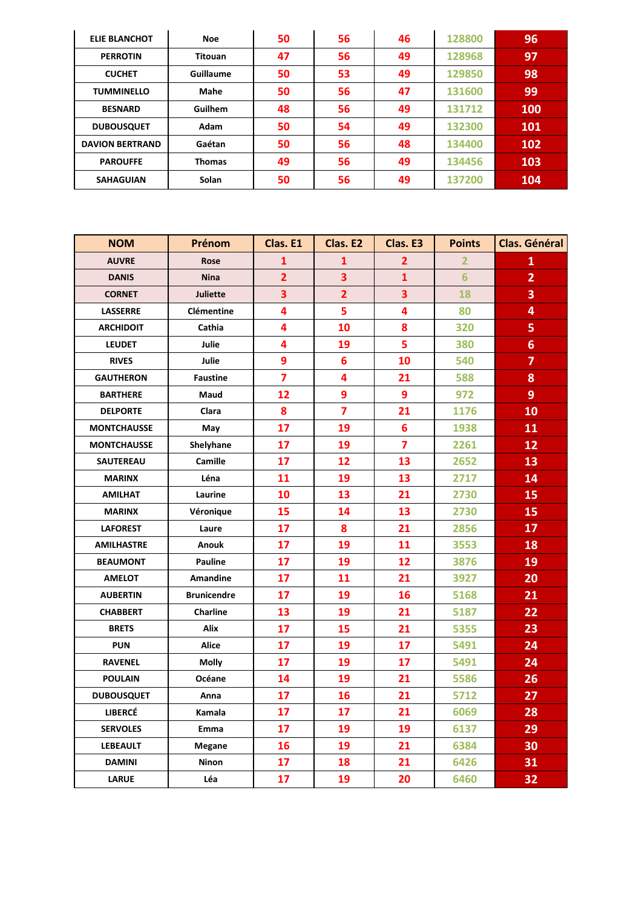| | | | | | | |
|---|---|---|---|---|---|---|
| ELIE BLANCHOT | Noe | 50 | 56 | 46 | 128800 | 96 |
| PERROTIN | Titouan | 47 | 56 | 49 | 128968 | 97 |
| CUCHET | Guillaume | 50 | 53 | 49 | 129850 | 98 |
| TUMMINELLO | Mahe | 50 | 56 | 47 | 131600 | 99 |
| BESNARD | Guilhem | 48 | 56 | 49 | 131712 | 100 |
| DUBOUSQUET | Adam | 50 | 54 | 49 | 132300 | 101 |
| DAVION BERTRAND | Gaétan | 50 | 56 | 48 | 134400 | 102 |
| PAROUFFE | Thomas | 49 | 56 | 49 | 134456 | 103 |
| SAHAGUIAN | Solan | 50 | 56 | 49 | 137200 | 104 |

| NOM | Prénom | Clas. E1 | Clas. E2 | Clas. E3 | Points | Clas. Général |
|---|---|---|---|---|---|---|
| AUVRE | Rose | 1 | 1 | 2 | 2 | 1 |
| DANIS | Nina | 2 | 3 | 1 | 6 | 2 |
| CORNET | Juliette | 3 | 2 | 3 | 18 | 3 |
| LASSERRE | Clémentine | 4 | 5 | 4 | 80 | 4 |
| ARCHIDOIT | Cathia | 4 | 10 | 8 | 320 | 5 |
| LEUDET | Julie | 4 | 19 | 5 | 380 | 6 |
| RIVES | Julie | 9 | 6 | 10 | 540 | 7 |
| GAUTHERON | Faustine | 7 | 4 | 21 | 588 | 8 |
| BARTHERE | Maud | 12 | 9 | 9 | 972 | 9 |
| DELPORTE | Clara | 8 | 7 | 21 | 1176 | 10 |
| MONTCHAUSSE | May | 17 | 19 | 6 | 1938 | 11 |
| MONTCHAUSSE | Shelyhane | 17 | 19 | 7 | 2261 | 12 |
| SAUTEREAU | Camille | 17 | 12 | 13 | 2652 | 13 |
| MARINX | Léna | 11 | 19 | 13 | 2717 | 14 |
| AMILHAT | Laurine | 10 | 13 | 21 | 2730 | 15 |
| MARINX | Véronique | 15 | 14 | 13 | 2730 | 15 |
| LAFOREST | Laure | 17 | 8 | 21 | 2856 | 17 |
| AMILHASTRE | Anouk | 17 | 19 | 11 | 3553 | 18 |
| BEAUMONT | Pauline | 17 | 19 | 12 | 3876 | 19 |
| AMELOT | Amandine | 17 | 11 | 21 | 3927 | 20 |
| AUBERTIN | Brunicendre | 17 | 19 | 16 | 5168 | 21 |
| CHABBERT | Charline | 13 | 19 | 21 | 5187 | 22 |
| BRETS | Alix | 17 | 15 | 21 | 5355 | 23 |
| PUN | Alice | 17 | 19 | 17 | 5491 | 24 |
| RAVENEL | Molly | 17 | 19 | 17 | 5491 | 24 |
| POULAIN | Océane | 14 | 19 | 21 | 5586 | 26 |
| DUBOUSQUET | Anna | 17 | 16 | 21 | 5712 | 27 |
| LIBERCÉ | Kamala | 17 | 17 | 21 | 6069 | 28 |
| SERVOLES | Emma | 17 | 19 | 19 | 6137 | 29 |
| LEBEAULT | Megane | 16 | 19 | 21 | 6384 | 30 |
| DAMINI | Ninon | 17 | 18 | 21 | 6426 | 31 |
| LARUE | Léa | 17 | 19 | 20 | 6460 | 32 |